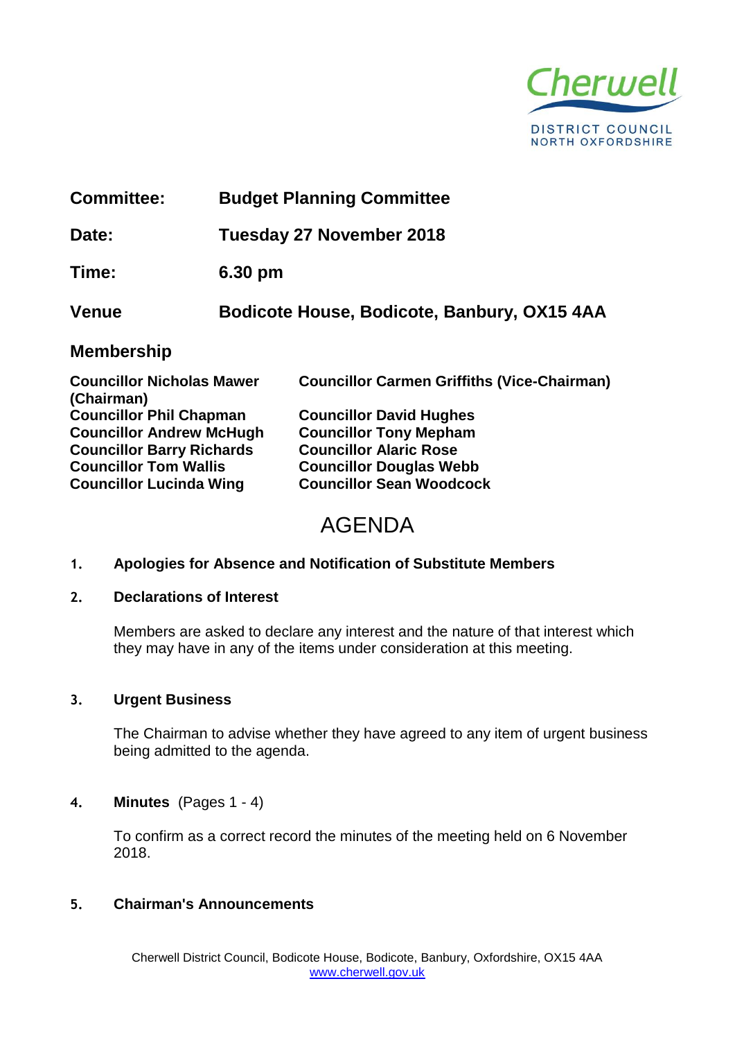Cherwell
DISTRICT COUNCIL
NORTH OXFORDSHIRE

| | |
|---|---|
| **Committee:** | **Budget Planning Committee** |
| **Date:** | **Tuesday 27 November 2018** |
| **Time:** | **6.30 pm** |
| **Venue** | **Bodicote House, Bodicote, Banbury, OX15 4AA** |

## Membership

| | |
|---|---|
| **Councillor Nicholas Mawer (Chairman)** | **Councillor Carmen Griffiths (Vice-Chairman)** |
| **Councillor Phil Chapman** | **Councillor David Hughes** |
| **Councillor Andrew McHugh** | **Councillor Tony Mepham** |
| **Councillor Barry Richards** | **Councillor Alaric Rose** |
| **Councillor Tom Wallis** | **Councillor Douglas Webb** |
| **Councillor Lucinda Wing** | **Councillor Sean Woodcock** |

# AGENDA

**1. Apologies for Absence and Notification of Substitute Members**

**2. Declarations of Interest**

Members are asked to declare any interest and the nature of that interest which they may have in any of the items under consideration at this meeting.

**3. Urgent Business**

The Chairman to advise whether they have agreed to any item of urgent business being admitted to the agenda.

**4. Minutes** (Pages 1 - 4)

To confirm as a correct record the minutes of the meeting held on 6 November 2018.

**5. Chairman's Announcements**

Cherwell District Council, Bodicote House, Bodicote, Banbury, Oxfordshire, OX15 4AA
www.cherwell.gov.uk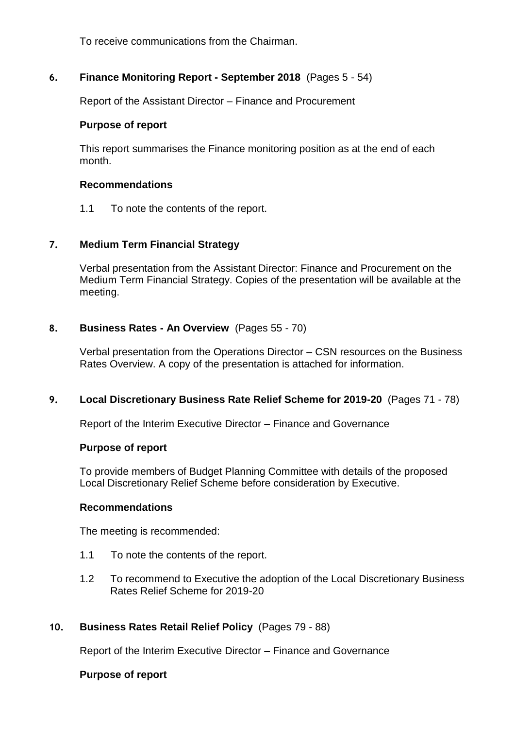To receive communications from the Chairman.

## 6. Finance Monitoring Report - September 2018 (Pages 5 - 54)

Report of the Assistant Director – Finance and Procurement

**Purpose of report**

This report summarises the Finance monitoring position as at the end of each month.

**Recommendations**

1.1 To note the contents of the report.

## 7. Medium Term Financial Strategy

Verbal presentation from the Assistant Director: Finance and Procurement on the Medium Term Financial Strategy. Copies of the presentation will be available at the meeting.

## 8. Business Rates - An Overview (Pages 55 - 70)

Verbal presentation from the Operations Director – CSN resources on the Business Rates Overview. A copy of the presentation is attached for information.

## 9. Local Discretionary Business Rate Relief Scheme for 2019-20 (Pages 71 - 78)

Report of the Interim Executive Director – Finance and Governance

**Purpose of report**

To provide members of Budget Planning Committee with details of the proposed Local Discretionary Relief Scheme before consideration by Executive.

**Recommendations**

The meeting is recommended:

1.1 To note the contents of the report.

1.2 To recommend to Executive the adoption of the Local Discretionary Business Rates Relief Scheme for 2019-20

## 10. Business Rates Retail Relief Policy (Pages 79 - 88)

Report of the Interim Executive Director – Finance and Governance

**Purpose of report**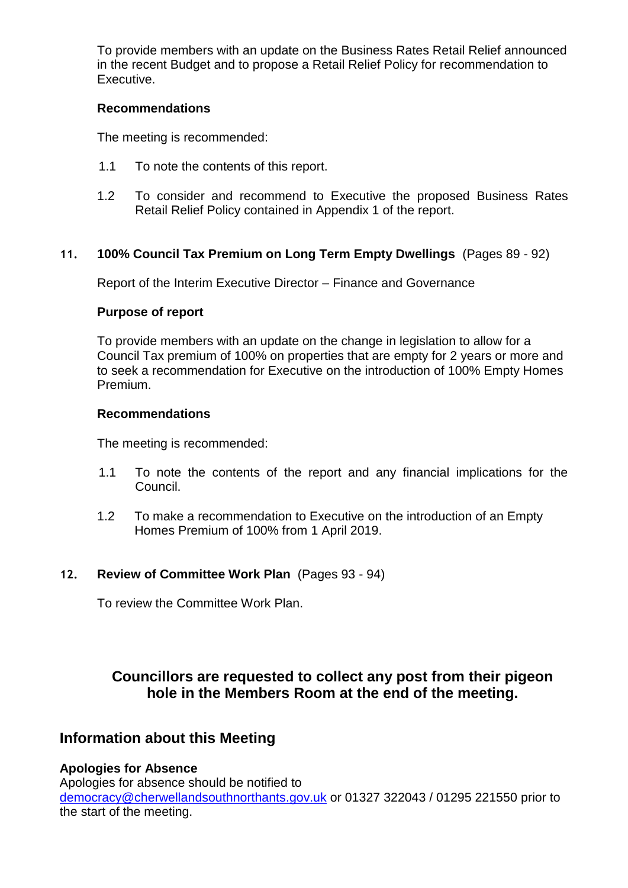To provide members with an update on the Business Rates Retail Relief announced in the recent Budget and to propose a Retail Relief Policy for recommendation to Executive.

**Recommendations**

The meeting is recommended:

1.1 To note the contents of this report.

1.2 To consider and recommend to Executive the proposed Business Rates Retail Relief Policy contained in Appendix 1 of the report.

### 11. 100% Council Tax Premium on Long Term Empty Dwellings (Pages 89 - 92)

Report of the Interim Executive Director – Finance and Governance

**Purpose of report**

To provide members with an update on the change in legislation to allow for a Council Tax premium of 100% on properties that are empty for 2 years or more and to seek a recommendation for Executive on the introduction of 100% Empty Homes Premium.

**Recommendations**

The meeting is recommended:

1.1 To note the contents of the report and any financial implications for the Council.

1.2 To make a recommendation to Executive on the introduction of an Empty Homes Premium of 100% from 1 April 2019.

### 12. Review of Committee Work Plan (Pages 93 - 94)

To review the Committee Work Plan.

**Councillors are requested to collect any post from their pigeon hole in the Members Room at the end of the meeting.**

## Information about this Meeting

**Apologies for Absence**

Apologies for absence should be notified to democracy@cherwellandsouthnorthants.gov.uk or 01327 322043 / 01295 221550 prior to the start of the meeting.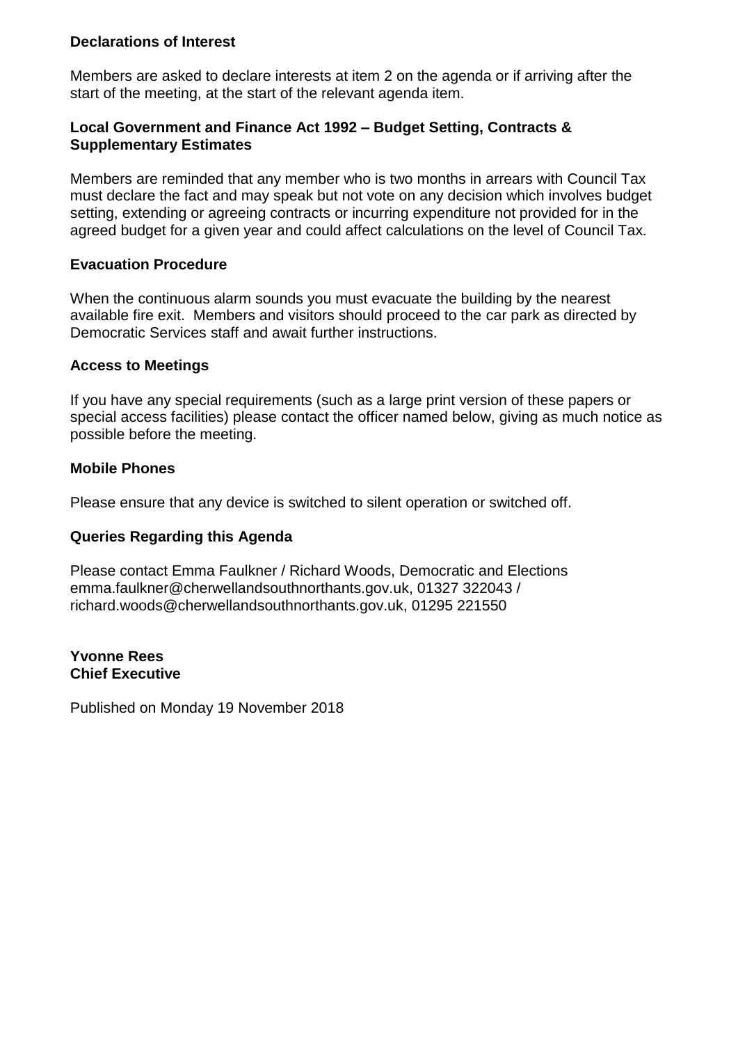### Declarations of Interest

Members are asked to declare interests at item 2 on the agenda or if arriving after the start of the meeting, at the start of the relevant agenda item.

### Local Government and Finance Act 1992 – Budget Setting, Contracts & Supplementary Estimates

Members are reminded that any member who is two months in arrears with Council Tax must declare the fact and may speak but not vote on any decision which involves budget setting, extending or agreeing contracts or incurring expenditure not provided for in the agreed budget for a given year and could affect calculations on the level of Council Tax.

### Evacuation Procedure

When the continuous alarm sounds you must evacuate the building by the nearest available fire exit. Members and visitors should proceed to the car park as directed by Democratic Services staff and await further instructions.

### Access to Meetings

If you have any special requirements (such as a large print version of these papers or special access facilities) please contact the officer named below, giving as much notice as possible before the meeting.

### Mobile Phones

Please ensure that any device is switched to silent operation or switched off.

### Queries Regarding this Agenda

Please contact Emma Faulkner / Richard Woods, Democratic and Elections emma.faulkner@cherwellandsouthnorthants.gov.uk, 01327 322043 / richard.woods@cherwellandsouthnorthants.gov.uk, 01295 221550

**Yvonne Rees**
**Chief Executive**

Published on Monday 19 November 2018